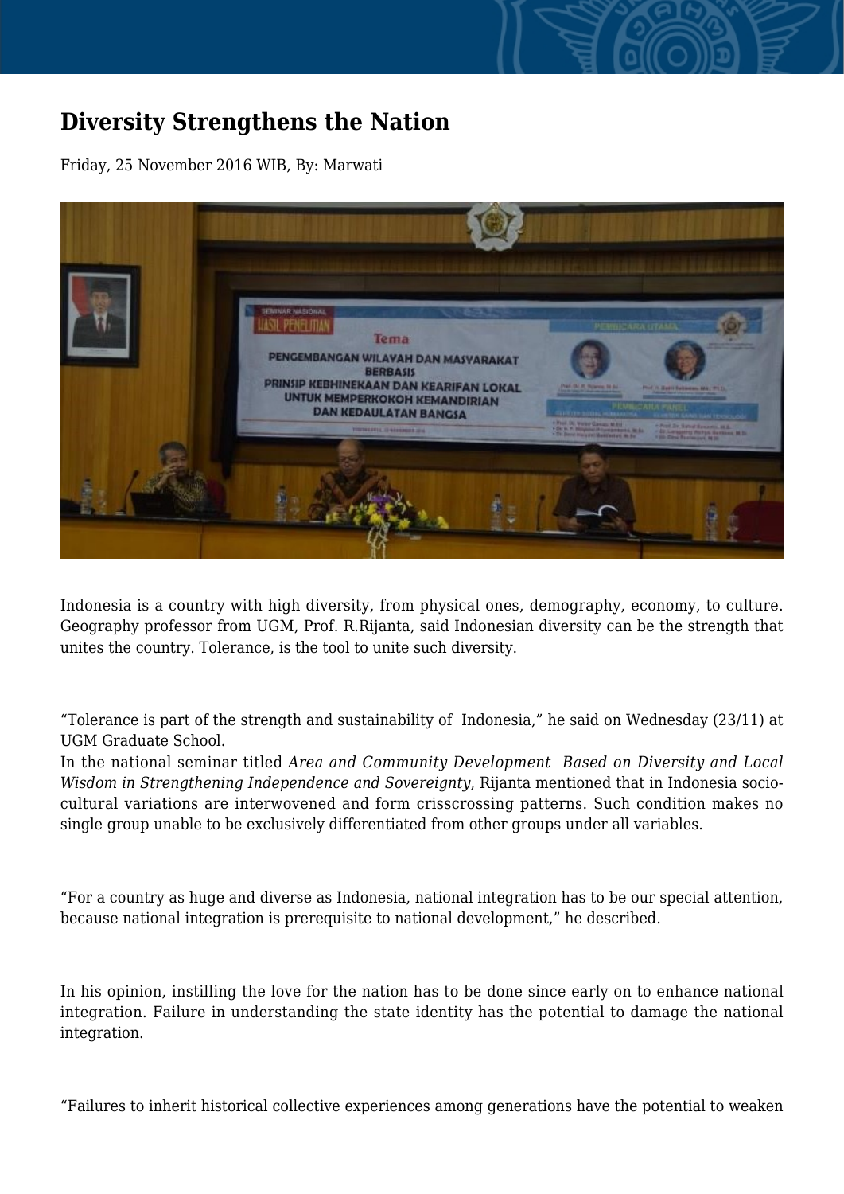# Diversity Strengthens the Nation

Friday, 25 November 2016 WIB, By: Marwati

Indonesia is a country with high diversity, from physical ones, demography, economy, to culture. Geography professor from UGM, Prof. R.Rijanta, said Indonesian diversity can be the strength that unites the country. Tolerance, is the tool to unite such diversity.

"Tolerance is part of the strength and sustainability of Indonesia," he said on Wednesday (23/11) at UGM Graduate School.

In the national seminar titled *Area and Community Development Based on Diversity and Local Wisdom in Strengthening Independence and Sovereignty*, Rijanta mentioned that in Indonesia socio-cultural variations are interwovened and form crisscrossing patterns. Such condition makes no single group unable to be exclusively differentiated from other groups under all variables.

"For a country as huge and diverse as Indonesia, national integration has to be our special attention, because national integration is prerequisite to national development," he described.

In his opinion, instilling the love for the nation has to be done since early on to enhance national integration. Failure in understanding the state identity has the potential to damage the national integration.

"Failures to inherit historical collective experiences among generations have the potential to weaken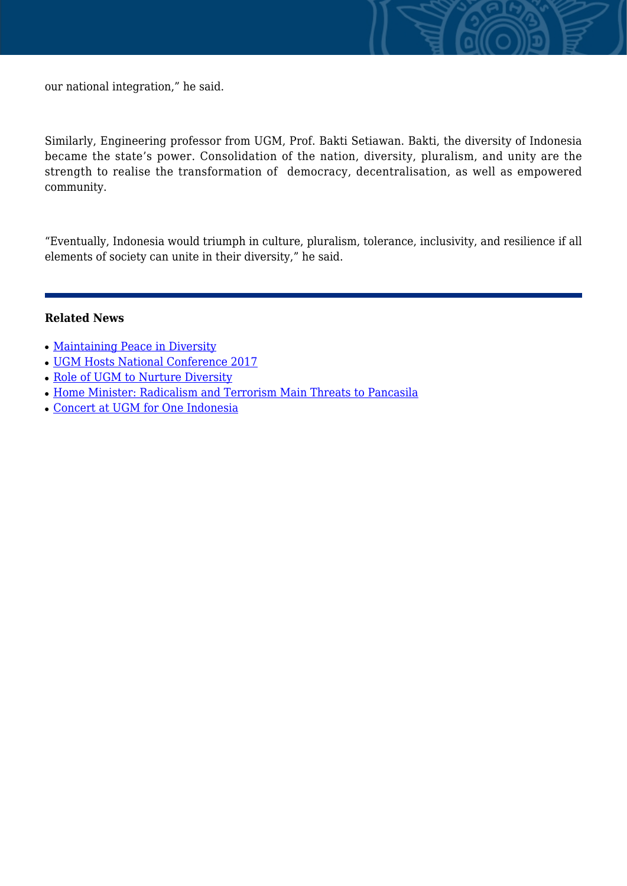our national integration," he said.

Similarly, Engineering professor from UGM, Prof. Bakti Setiawan. Bakti, the diversity of Indonesia became the state's power. Consolidation of the nation, diversity, pluralism, and unity are the strength to realise the transformation of democracy, decentralisation, as well as empowered community.

"Eventually, Indonesia would triumph in culture, pluralism, tolerance, inclusivity, and resilience if all elements of society can unite in their diversity," he said.

---

**Related News**

- Maintaining Peace in Diversity
- UGM Hosts National Conference 2017
- Role of UGM to Nurture Diversity
- Home Minister: Radicalism and Terrorism Main Threats to Pancasila
- Concert at UGM for One Indonesia